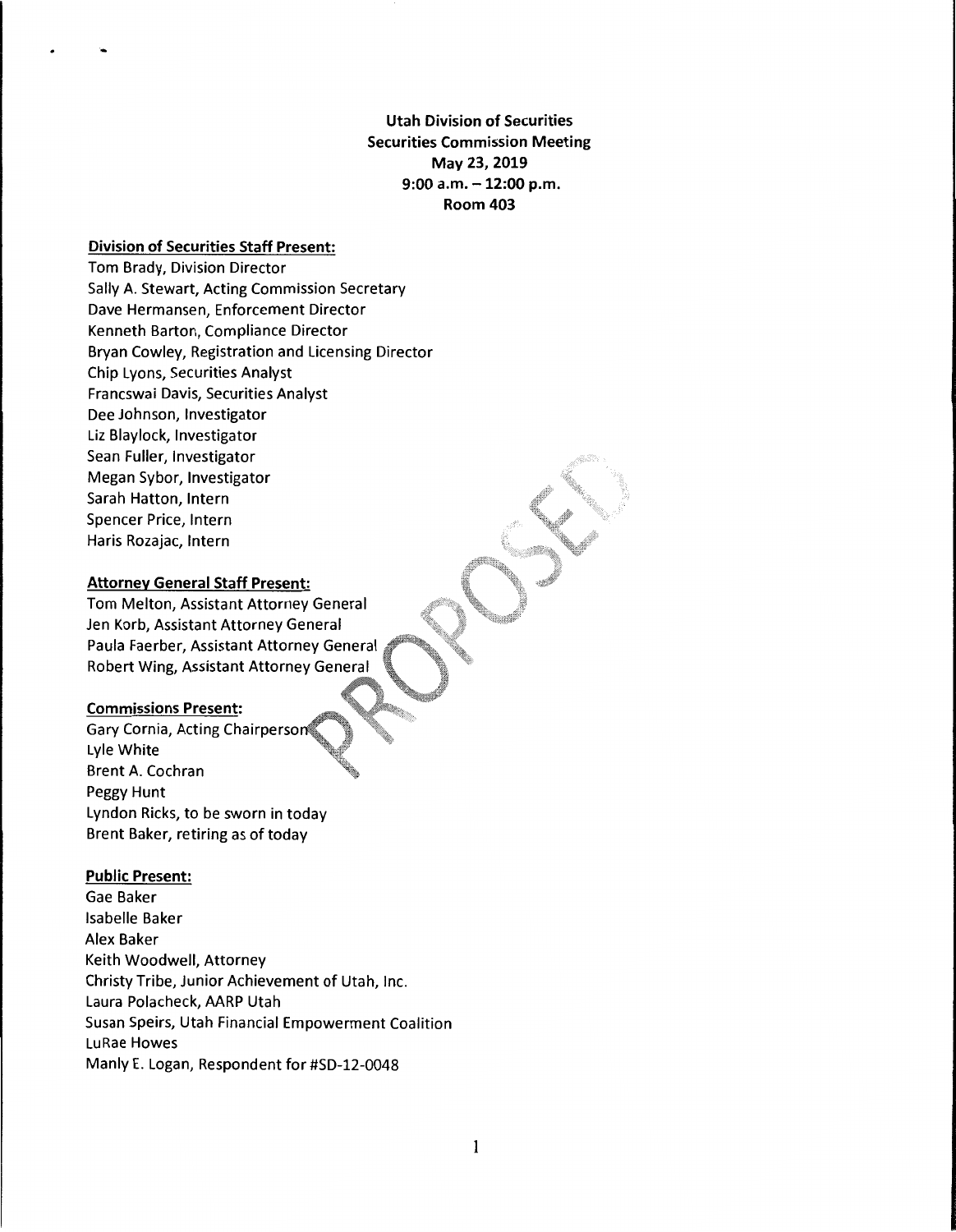**Utah Division of Securities**
**Securities Commission Meeting**
**May 23, 2019**
**9:00 a.m. – 12:00 p.m.**
**Room 403**

**Division of Securities Staff Present:**

Tom Brady, Division Director
Sally A. Stewart, Acting Commission Secretary
Dave Hermansen, Enforcement Director
Kenneth Barton, Compliance Director
Bryan Cowley, Registration and Licensing Director
Chip Lyons, Securities Analyst
Francswai Davis, Securities Analyst
Dee Johnson, Investigator
Liz Blaylock, Investigator
Sean Fuller, Investigator
Megan Sybor, Investigator
Sarah Hatton, Intern
Spencer Price, Intern
Haris Rozajac, Intern

**Attorney General Staff Present:**

Tom Melton, Assistant Attorney General
Jen Korb, Assistant Attorney General
Paula Faerber, Assistant Attorney General
Robert Wing, Assistant Attorney General

**Commissions Present:**

Gary Cornia, Acting Chairperson
Lyle White
Brent A. Cochran
Peggy Hunt
Lyndon Ricks, to be sworn in today
Brent Baker, retiring as of today

**Public Present:**

Gae Baker
Isabelle Baker
Alex Baker
Keith Woodwell, Attorney
Christy Tribe, Junior Achievement of Utah, Inc.
Laura Polacheck, AARP Utah
Susan Speirs, Utah Financial Empowerment Coalition
LuRae Howes
Manly E. Logan, Respondent for #SD-12-0048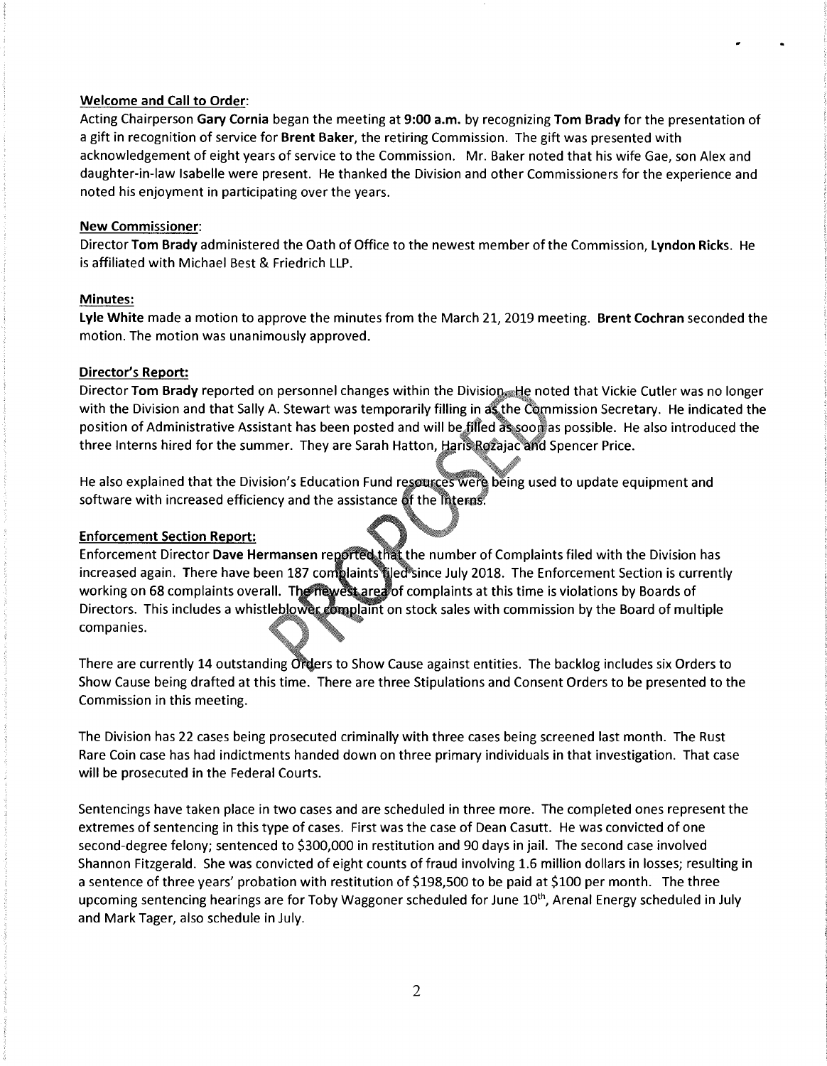**Welcome and Call to Order**:

Acting Chairperson **Gary Cornia** began the meeting at **9:00 a.m.** by recognizing **Tom Brady** for the presentation of a gift in recognition of service for **Brent Baker**, the retiring Commission. The gift was presented with acknowledgement of eight years of service to the Commission. Mr. Baker noted that his wife Gae, son Alex and daughter-in-law Isabelle were present. He thanked the Division and other Commissioners for the experience and noted his enjoyment in participating over the years.

**New Commissioner**:

Director **Tom Brady** administered the Oath of Office to the newest member of the Commission, **Lyndon Ricks**. He is affiliated with Michael Best & Friedrich LLP.

**Minutes:**

**Lyle White** made a motion to approve the minutes from the March 21, 2019 meeting. **Brent Cochran** seconded the motion. The motion was unanimously approved.

**Director's Report:**

Director **Tom Brady** reported on personnel changes within the Division. He noted that Vickie Cutler was no longer with the Division and that Sally A. Stewart was temporarily filling in as the Commission Secretary. He indicated the position of Administrative Assistant has been posted and will be filled as soon as possible. He also introduced the three Interns hired for the summer. They are Sarah Hatton, Haris Rozajac and Spencer Price.

He also explained that the Division's Education Fund resources were being used to update equipment and software with increased efficiency and the assistance of the Interns.

**Enforcement Section Report:**

Enforcement Director **Dave Hermansen** reported that the number of Complaints filed with the Division has increased again. There have been 187 complaints filed since July 2018. The Enforcement Section is currently working on 68 complaints overall. The newest area of complaints at this time is violations by Boards of Directors. This includes a whistleblower complaint on stock sales with commission by the Board of multiple companies.

There are currently 14 outstanding Orders to Show Cause against entities. The backlog includes six Orders to Show Cause being drafted at this time. There are three Stipulations and Consent Orders to be presented to the Commission in this meeting.

The Division has 22 cases being prosecuted criminally with three cases being screened last month. The Rust Rare Coin case has had indictments handed down on three primary individuals in that investigation. That case will be prosecuted in the Federal Courts.

Sentencings have taken place in two cases and are scheduled in three more. The completed ones represent the extremes of sentencing in this type of cases. First was the case of Dean Casutt. He was convicted of one second-degree felony; sentenced to $300,000 in restitution and 90 days in jail. The second case involved Shannon Fitzgerald. She was convicted of eight counts of fraud involving 1.6 million dollars in losses; resulting in a sentence of three years' probation with restitution of $198,500 to be paid at $100 per month. The three upcoming sentencing hearings are for Toby Waggoner scheduled for June 10th, Arenal Energy scheduled in July and Mark Tager, also schedule in July.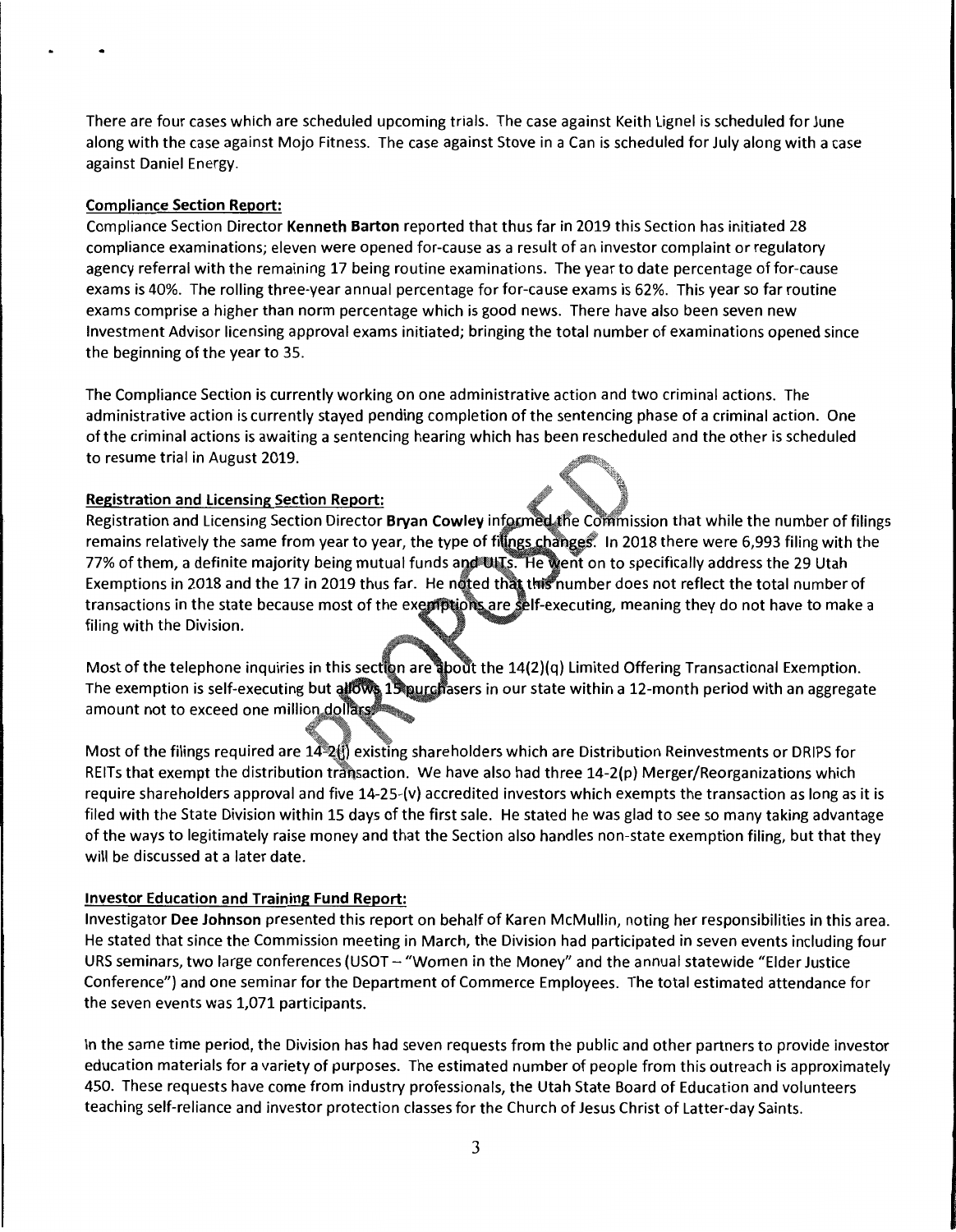There are four cases which are scheduled upcoming trials. The case against Keith Lignel is scheduled for June along with the case against Mojo Fitness. The case against Stove in a Can is scheduled for July along with a case against Daniel Energy.

**Compliance Section Report:**

Compliance Section Director **Kenneth Barton** reported that thus far in 2019 this Section has initiated 28 compliance examinations; eleven were opened for-cause as a result of an investor complaint or regulatory agency referral with the remaining 17 being routine examinations. The year to date percentage of for-cause exams is 40%. The rolling three-year annual percentage for for-cause exams is 62%. This year so far routine exams comprise a higher than norm percentage which is good news. There have also been seven new Investment Advisor licensing approval exams initiated; bringing the total number of examinations opened since the beginning of the year to 35.

The Compliance Section is currently working on one administrative action and two criminal actions. The administrative action is currently stayed pending completion of the sentencing phase of a criminal action. One of the criminal actions is awaiting a sentencing hearing which has been rescheduled and the other is scheduled to resume trial in August 2019.

**Registration and Licensing Section Report:**

Registration and Licensing Section Director **Bryan Cowley** informed the Commission that while the number of filings remains relatively the same from year to year, the type of filings changes. In 2018 there were 6,993 filing with the 77% of them, a definite majority being mutual funds and UITs. He went on to specifically address the 29 Utah Exemptions in 2018 and the 17 in 2019 thus far. He noted that this number does not reflect the total number of transactions in the state because most of the exemptions are self-executing, meaning they do not have to make a filing with the Division.

Most of the telephone inquiries in this section are about the 14(2)(q) Limited Offering Transactional Exemption. The exemption is self-executing but allows 15 purchasers in our state within a 12-month period with an aggregate amount not to exceed one million dollars.

Most of the filings required are 14-2(j) existing shareholders which are Distribution Reinvestments or DRIPS for REITs that exempt the distribution transaction. We have also had three 14-2(p) Merger/Reorganizations which require shareholders approval and five 14-25-(v) accredited investors which exempts the transaction as long as it is filed with the State Division within 15 days of the first sale. He stated he was glad to see so many taking advantage of the ways to legitimately raise money and that the Section also handles non-state exemption filing, but that they will be discussed at a later date.

**Investor Education and Training Fund Report:**

Investigator **Dee Johnson** presented this report on behalf of Karen McMullin, noting her responsibilities in this area. He stated that since the Commission meeting in March, the Division had participated in seven events including four URS seminars, two large conferences (USOT – "Women in the Money" and the annual statewide "Elder Justice Conference") and one seminar for the Department of Commerce Employees. The total estimated attendance for the seven events was 1,071 participants.

In the same time period, the Division has had seven requests from the public and other partners to provide investor education materials for a variety of purposes. The estimated number of people from this outreach is approximately 450. These requests have come from industry professionals, the Utah State Board of Education and volunteers teaching self-reliance and investor protection classes for the Church of Jesus Christ of Latter-day Saints.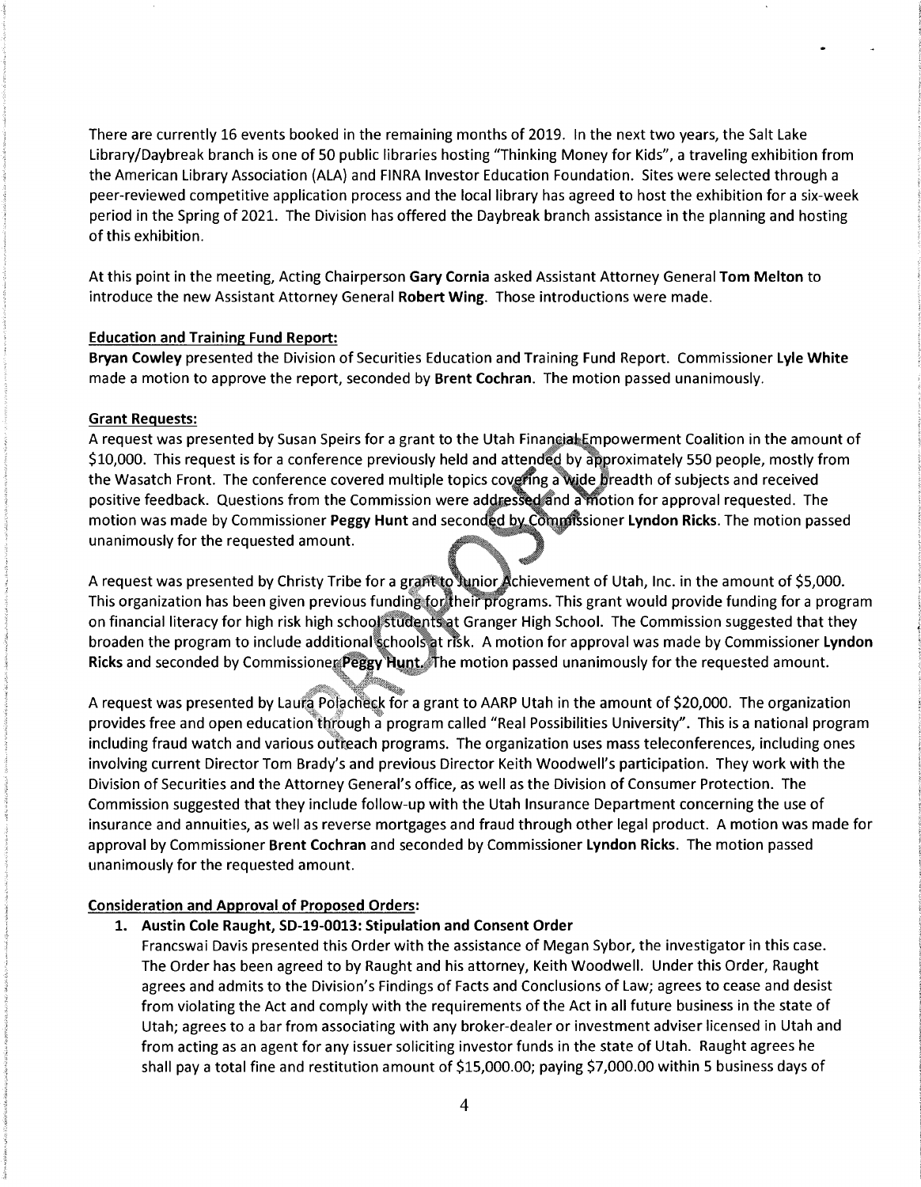There are currently 16 events booked in the remaining months of 2019. In the next two years, the Salt Lake Library/Daybreak branch is one of 50 public libraries hosting "Thinking Money for Kids", a traveling exhibition from the American Library Association (ALA) and FINRA Investor Education Foundation. Sites were selected through a peer-reviewed competitive application process and the local library has agreed to host the exhibition for a six-week period in the Spring of 2021. The Division has offered the Daybreak branch assistance in the planning and hosting of this exhibition.

At this point in the meeting, Acting Chairperson **Gary Cornia** asked Assistant Attorney General **Tom Melton** to introduce the new Assistant Attorney General **Robert Wing**. Those introductions were made.

**Education and Training Fund Report:**

**Bryan Cowley** presented the Division of Securities Education and Training Fund Report. Commissioner **Lyle White** made a motion to approve the report, seconded by **Brent Cochran**. The motion passed unanimously.

**Grant Requests:**

A request was presented by Susan Speirs for a grant to the Utah Financial Empowerment Coalition in the amount of $10,000. This request is for a conference previously held and attended by approximately 550 people, mostly from the Wasatch Front. The conference covered multiple topics covering a wide breadth of subjects and received positive feedback. Questions from the Commission were addressed and a motion for approval requested. The motion was made by Commissioner **Peggy Hunt** and seconded by Commissioner **Lyndon Ricks**. The motion passed unanimously for the requested amount.

A request was presented by Christy Tribe for a grant to Junior Achievement of Utah, Inc. in the amount of $5,000. This organization has been given previous funding for their programs. This grant would provide funding for a program on financial literacy for high risk high school students at Granger High School. The Commission suggested that they broaden the program to include additional schools at risk. A motion for approval was made by Commissioner **Lyndon Ricks** and seconded by Commissioner **Peggy Hunt**. The motion passed unanimously for the requested amount.

A request was presented by Laura Polacheck for a grant to AARP Utah in the amount of $20,000. The organization provides free and open education through a program called "Real Possibilities University". This is a national program including fraud watch and various outreach programs. The organization uses mass teleconferences, including ones involving current Director Tom Brady's and previous Director Keith Woodwell's participation. They work with the Division of Securities and the Attorney General's office, as well as the Division of Consumer Protection. The Commission suggested that they include follow-up with the Utah Insurance Department concerning the use of insurance and annuities, as well as reverse mortgages and fraud through other legal product. A motion was made for approval by Commissioner **Brent Cochran** and seconded by Commissioner **Lyndon Ricks**. The motion passed unanimously for the requested amount.

**Consideration and Approval of Proposed Orders:**

1. **Austin Cole Raught, SD-19-0013: Stipulation and Consent Order**

   Francswai Davis presented this Order with the assistance of Megan Sybor, the investigator in this case. The Order has been agreed to by Raught and his attorney, Keith Woodwell. Under this Order, Raught agrees and admits to the Division's Findings of Facts and Conclusions of Law; agrees to cease and desist from violating the Act and comply with the requirements of the Act in all future business in the state of Utah; agrees to a bar from associating with any broker-dealer or investment adviser licensed in Utah and from acting as an agent for any issuer soliciting investor funds in the state of Utah. Raught agrees he shall pay a total fine and restitution amount of $15,000.00; paying $7,000.00 within 5 business days of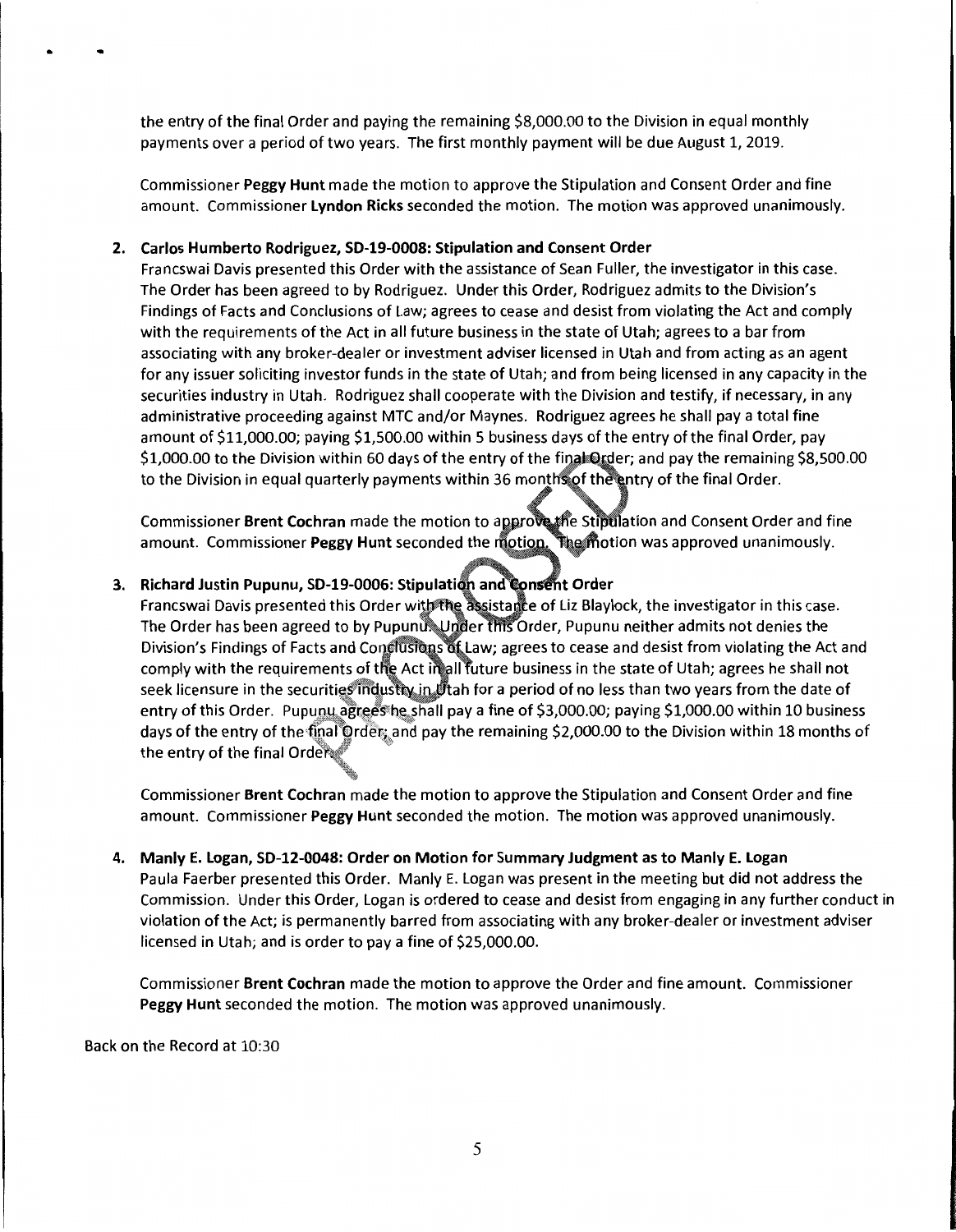the entry of the final Order and paying the remaining $8,000.00 to the Division in equal monthly payments over a period of two years. The first monthly payment will be due August 1, 2019.

Commissioner **Peggy Hunt** made the motion to approve the Stipulation and Consent Order and fine amount. Commissioner **Lyndon Ricks** seconded the motion. The motion was approved unanimously.

2. **Carlos Humberto Rodriguez, SD-19-0008: Stipulation and Consent Order**
   Francswai Davis presented this Order with the assistance of Sean Fuller, the investigator in this case. The Order has been agreed to by Rodriguez. Under this Order, Rodriguez admits to the Division's Findings of Facts and Conclusions of Law; agrees to cease and desist from violating the Act and comply with the requirements of the Act in all future business in the state of Utah; agrees to a bar from associating with any broker-dealer or investment adviser licensed in Utah and from acting as an agent for any issuer soliciting investor funds in the state of Utah; and from being licensed in any capacity in the securities industry in Utah. Rodriguez shall cooperate with the Division and testify, if necessary, in any administrative proceeding against MTC and/or Maynes. Rodriguez agrees he shall pay a total fine amount of $11,000.00; paying $1,500.00 within 5 business days of the entry of the final Order, pay $1,000.00 to the Division within 60 days of the entry of the final Order; and pay the remaining $8,500.00 to the Division in equal quarterly payments within 36 months of the entry of the final Order.

   Commissioner **Brent Cochran** made the motion to approve the Stipulation and Consent Order and fine amount. Commissioner **Peggy Hunt** seconded the motion. The motion was approved unanimously.

3. **Richard Justin Pupunu, SD-19-0006: Stipulation and Consent Order**
   Francswai Davis presented this Order with the assistance of Liz Blaylock, the investigator in this case. The Order has been agreed to by Pupunu. Under this Order, Pupunu neither admits not denies the Division's Findings of Facts and Conclusions of Law; agrees to cease and desist from violating the Act and comply with the requirements of the Act in all future business in the state of Utah; agrees he shall not seek licensure in the securities industry in Utah for a period of no less than two years from the date of entry of this Order. Pupunu agrees he shall pay a fine of $3,000.00; paying $1,000.00 within 10 business days of the entry of the final Order; and pay the remaining $2,000.00 to the Division within 18 months of the entry of the final Order.

   Commissioner **Brent Cochran** made the motion to approve the Stipulation and Consent Order and fine amount. Commissioner **Peggy Hunt** seconded the motion. The motion was approved unanimously.

4. **Manly E. Logan, SD-12-0048: Order on Motion for Summary Judgment as to Manly E. Logan**
   Paula Faerber presented this Order. Manly E. Logan was present in the meeting but did not address the Commission. Under this Order, Logan is ordered to cease and desist from engaging in any further conduct in violation of the Act; is permanently barred from associating with any broker-dealer or investment adviser licensed in Utah; and is order to pay a fine of $25,000.00.

   Commissioner **Brent Cochran** made the motion to approve the Order and fine amount. Commissioner **Peggy Hunt** seconded the motion. The motion was approved unanimously.

Back on the Record at 10:30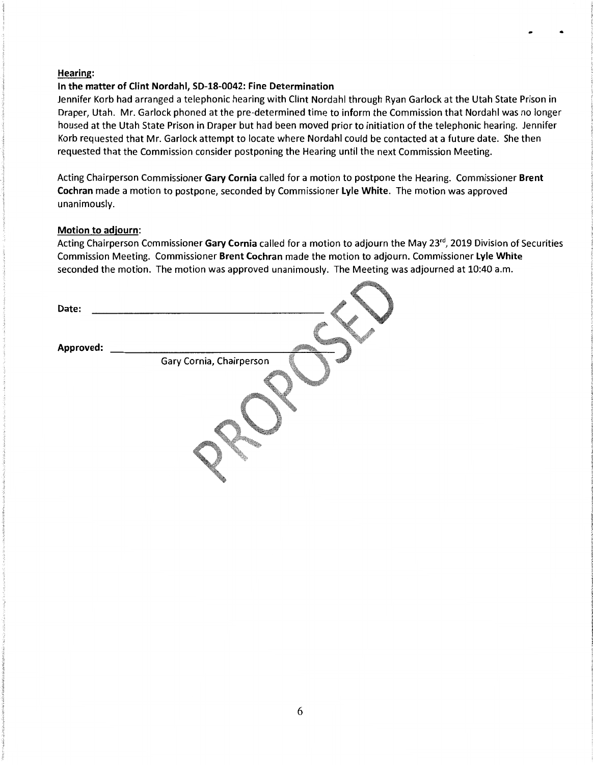**Hearing:**

**In the matter of Clint Nordahl, SD-18-0042: Fine Determination**

Jennifer Korb had arranged a telephonic hearing with Clint Nordahl through Ryan Garlock at the Utah State Prison in Draper, Utah. Mr. Garlock phoned at the pre-determined time to inform the Commission that Nordahl was no longer housed at the Utah State Prison in Draper but had been moved prior to initiation of the telephonic hearing. Jennifer Korb requested that Mr. Garlock attempt to locate where Nordahl could be contacted at a future date. She then requested that the Commission consider postponing the Hearing until the next Commission Meeting.

Acting Chairperson Commissioner **Gary Cornia** called for a motion to postpone the Hearing. Commissioner **Brent Cochran** made a motion to postpone, seconded by Commissioner **Lyle White**. The motion was approved unanimously.

**Motion to adjourn:**

Acting Chairperson Commissioner **Gary Cornia** called for a motion to adjourn the May 23rd, 2019 Division of Securities Commission Meeting. Commissioner **Brent Cochran** made the motion to adjourn. Commissioner **Lyle White** seconded the motion. The motion was approved unanimously. The Meeting was adjourned at 10:40 a.m.

**Date:** ______________________________

**Approved:** ______________________________
Gary Cornia, Chairperson

PROPOSED